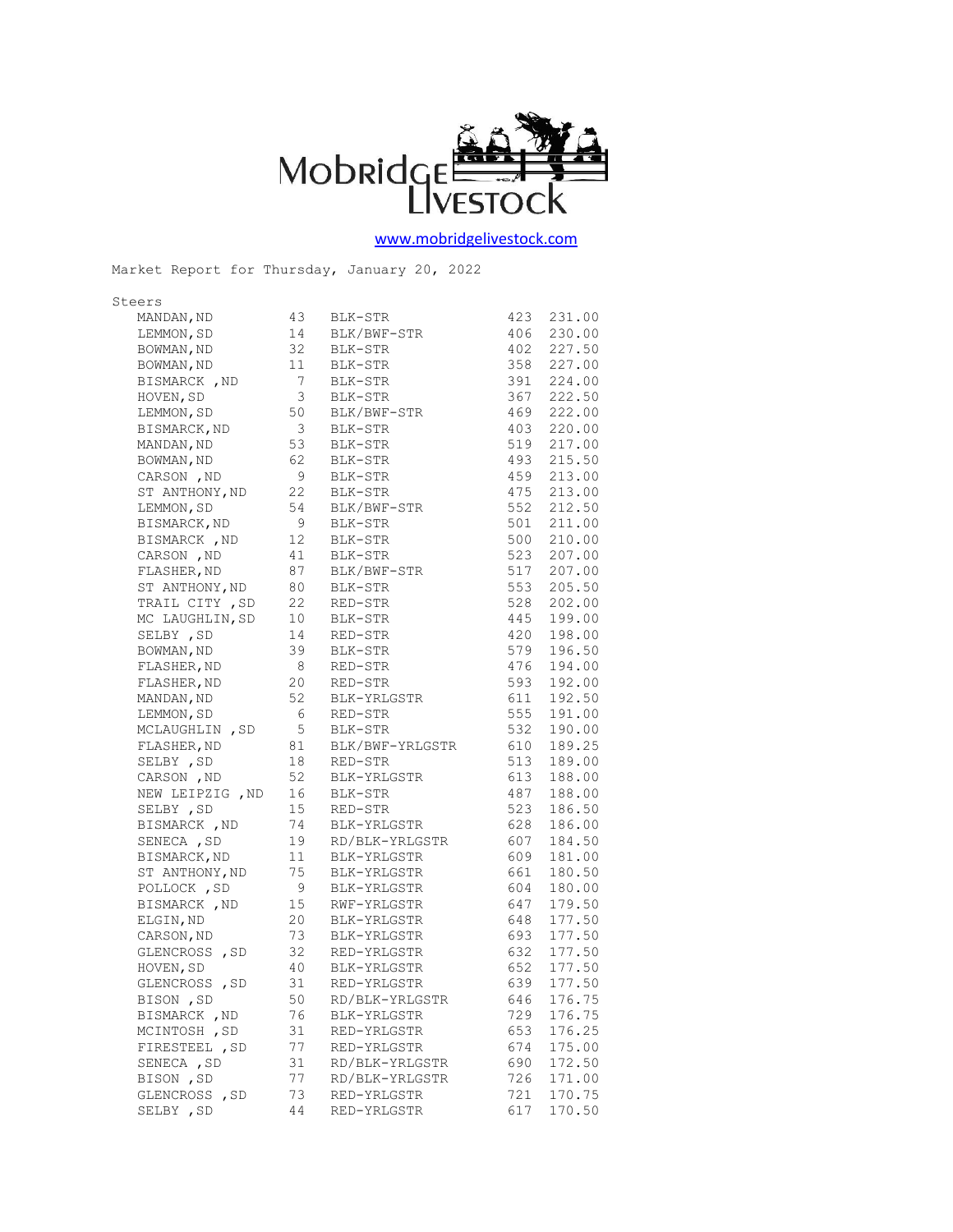Mobridge Livestock

www.mobridgelivestock.com

Market Report for Thursday, January 20, 2022

Steers

| Location | Head | Description | Weight | Price |
|---|---|---|---|---|
| MANDAN,ND | 43 | BLK-STR | 423 | 231.00 |
| LEMMON,SD | 14 | BLK/BWF-STR | 406 | 230.00 |
| BOWMAN,ND | 32 | BLK-STR | 402 | 227.50 |
| BOWMAN,ND | 11 | BLK-STR | 358 | 227.00 |
| BISMARCK ,ND | 7 | BLK-STR | 391 | 224.00 |
| HOVEN,SD | 3 | BLK-STR | 367 | 222.50 |
| LEMMON,SD | 50 | BLK/BWF-STR | 469 | 222.00 |
| BISMARCK,ND | 3 | BLK-STR | 403 | 220.00 |
| MANDAN,ND | 53 | BLK-STR | 519 | 217.00 |
| BOWMAN,ND | 62 | BLK-STR | 493 | 215.50 |
| CARSON ,ND | 9 | BLK-STR | 459 | 213.00 |
| ST ANTHONY,ND | 22 | BLK-STR | 475 | 213.00 |
| LEMMON,SD | 54 | BLK/BWF-STR | 552 | 212.50 |
| BISMARCK,ND | 9 | BLK-STR | 501 | 211.00 |
| BISMARCK ,ND | 12 | BLK-STR | 500 | 210.00 |
| CARSON ,ND | 41 | BLK-STR | 523 | 207.00 |
| FLASHER,ND | 87 | BLK/BWF-STR | 517 | 207.00 |
| ST ANTHONY,ND | 80 | BLK-STR | 553 | 205.50 |
| TRAIL CITY ,SD | 22 | RED-STR | 528 | 202.00 |
| MC LAUGHLIN,SD | 10 | BLK-STR | 445 | 199.00 |
| SELBY ,SD | 14 | RED-STR | 420 | 198.00 |
| BOWMAN,ND | 39 | BLK-STR | 579 | 196.50 |
| FLASHER,ND | 8 | RED-STR | 476 | 194.00 |
| FLASHER,ND | 20 | RED-STR | 593 | 192.00 |
| MANDAN,ND | 52 | BLK-YRLGSTR | 611 | 192.50 |
| LEMMON,SD | 6 | RED-STR | 555 | 191.00 |
| MCLAUGHLIN ,SD | 5 | BLK-STR | 532 | 190.00 |
| FLASHER,ND | 81 | BLK/BWF-YRLGSTR | 610 | 189.25 |
| SELBY ,SD | 18 | RED-STR | 513 | 189.00 |
| CARSON ,ND | 52 | BLK-YRLGSTR | 613 | 188.00 |
| NEW LEIPZIG ,ND | 16 | BLK-STR | 487 | 188.00 |
| SELBY ,SD | 15 | RED-STR | 523 | 186.50 |
| BISMARCK ,ND | 74 | BLK-YRLGSTR | 628 | 186.00 |
| SENECA ,SD | 19 | RD/BLK-YRLGSTR | 607 | 184.50 |
| BISMARCK,ND | 11 | BLK-YRLGSTR | 609 | 181.00 |
| ST ANTHONY,ND | 75 | BLK-YRLGSTR | 661 | 180.50 |
| POLLOCK ,SD | 9 | BLK-YRLGSTR | 604 | 180.00 |
| BISMARCK ,ND | 15 | RWF-YRLGSTR | 647 | 179.50 |
| ELGIN,ND | 20 | BLK-YRLGSTR | 648 | 177.50 |
| CARSON,ND | 73 | BLK-YRLGSTR | 693 | 177.50 |
| GLENCROSS ,SD | 32 | RED-YRLGSTR | 632 | 177.50 |
| HOVEN,SD | 40 | BLK-YRLGSTR | 652 | 177.50 |
| GLENCROSS ,SD | 31 | RED-YRLGSTR | 639 | 177.50 |
| BISON ,SD | 50 | RD/BLK-YRLGSTR | 646 | 176.75 |
| BISMARCK ,ND | 76 | BLK-YRLGSTR | 729 | 176.75 |
| MCINTOSH ,SD | 31 | RED-YRLGSTR | 653 | 176.25 |
| FIRESTEEL ,SD | 77 | RED-YRLGSTR | 674 | 175.00 |
| SENECA ,SD | 31 | RD/BLK-YRLGSTR | 690 | 172.50 |
| BISON ,SD | 77 | RD/BLK-YRLGSTR | 726 | 171.00 |
| GLENCROSS ,SD | 73 | RED-YRLGSTR | 721 | 170.75 |
| SELBY ,SD | 44 | RED-YRLGSTR | 617 | 170.50 |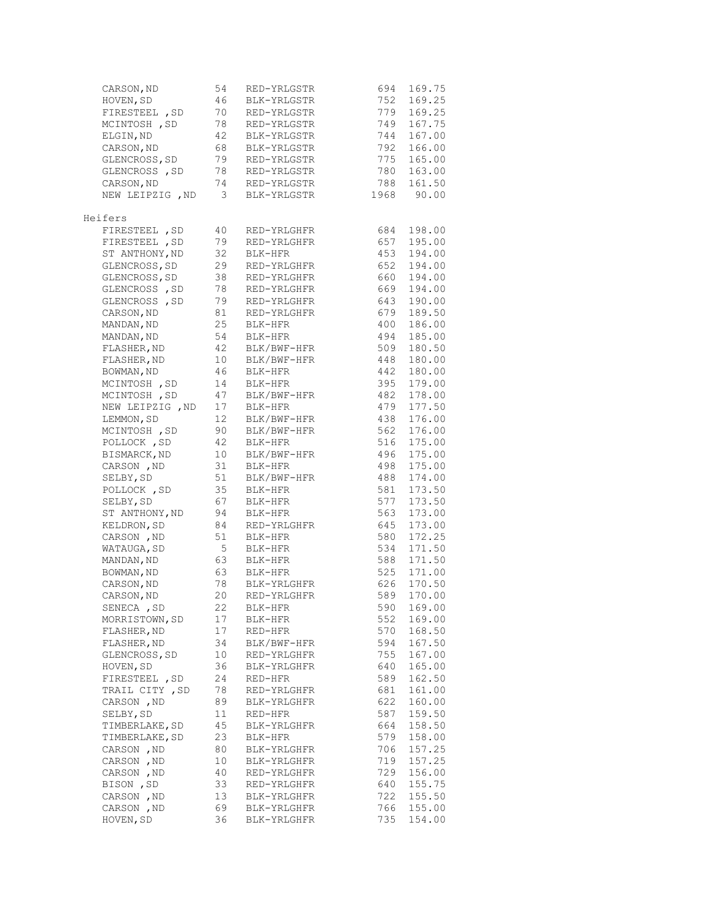| | | | | |
|---|---|---|---|---|
| CARSON,ND | 54 | RED-YRLGSTR | 694 | 169.75 |
| HOVEN,SD | 46 | BLK-YRLGSTR | 752 | 169.25 |
| FIRESTEEL ,SD | 70 | RED-YRLGSTR | 779 | 169.25 |
| MCINTOSH ,SD | 78 | RED-YRLGSTR | 749 | 167.75 |
| ELGIN,ND | 42 | BLK-YRLGSTR | 744 | 167.00 |
| CARSON,ND | 68 | BLK-YRLGSTR | 792 | 166.00 |
| GLENCROSS,SD | 79 | RED-YRLGSTR | 775 | 165.00 |
| GLENCROSS ,SD | 78 | RED-YRLGSTR | 780 | 163.00 |
| CARSON,ND | 74 | RED-YRLGSTR | 788 | 161.50 |
| NEW LEIPZIG ,ND | 3 | BLK-YRLGSTR | 1968 | 90.00 |

Heifers

| | | | | |
|---|---|---|---|---|
| FIRESTEEL ,SD | 40 | RED-YRLGHFR | 684 | 198.00 |
| FIRESTEEL ,SD | 79 | RED-YRLGHFR | 657 | 195.00 |
| ST ANTHONY,ND | 32 | BLK-HFR | 453 | 194.00 |
| GLENCROSS,SD | 29 | RED-YRLGHFR | 652 | 194.00 |
| GLENCROSS,SD | 38 | RED-YRLGHFR | 660 | 194.00 |
| GLENCROSS ,SD | 78 | RED-YRLGHFR | 669 | 194.00 |
| GLENCROSS ,SD | 79 | RED-YRLGHFR | 643 | 190.00 |
| CARSON,ND | 81 | RED-YRLGHFR | 679 | 189.50 |
| MANDAN,ND | 25 | BLK-HFR | 400 | 186.00 |
| MANDAN,ND | 54 | BLK-HFR | 494 | 185.00 |
| FLASHER,ND | 42 | BLK/BWF-HFR | 509 | 180.50 |
| FLASHER,ND | 10 | BLK/BWF-HFR | 448 | 180.00 |
| BOWMAN,ND | 46 | BLK-HFR | 442 | 180.00 |
| MCINTOSH ,SD | 14 | BLK-HFR | 395 | 179.00 |
| MCINTOSH ,SD | 47 | BLK/BWF-HFR | 482 | 178.00 |
| NEW LEIPZIG ,ND | 17 | BLK-HFR | 479 | 177.50 |
| LEMMON,SD | 12 | BLK/BWF-HFR | 438 | 176.00 |
| MCINTOSH ,SD | 90 | BLK/BWF-HFR | 562 | 176.00 |
| POLLOCK ,SD | 42 | BLK-HFR | 516 | 175.00 |
| BISMARCK,ND | 10 | BLK/BWF-HFR | 496 | 175.00 |
| CARSON ,ND | 31 | BLK-HFR | 498 | 175.00 |
| SELBY,SD | 51 | BLK/BWF-HFR | 488 | 174.00 |
| POLLOCK ,SD | 35 | BLK-HFR | 581 | 173.50 |
| SELBY,SD | 67 | BLK-HFR | 577 | 173.50 |
| ST ANTHONY,ND | 94 | BLK-HFR | 563 | 173.00 |
| KELDRON,SD | 84 | RED-YRLGHFR | 645 | 173.00 |
| CARSON ,ND | 51 | BLK-HFR | 580 | 172.25 |
| WATAUGA,SD | 5 | BLK-HFR | 534 | 171.50 |
| MANDAN,ND | 63 | BLK-HFR | 588 | 171.50 |
| BOWMAN,ND | 63 | BLK-HFR | 525 | 171.00 |
| CARSON,ND | 78 | BLK-YRLGHFR | 626 | 170.50 |
| CARSON,ND | 20 | RED-YRLGHFR | 589 | 170.00 |
| SENECA ,SD | 22 | BLK-HFR | 590 | 169.00 |
| MORRISTOWN,SD | 17 | BLK-HFR | 552 | 169.00 |
| FLASHER,ND | 17 | RED-HFR | 570 | 168.50 |
| FLASHER,ND | 34 | BLK/BWF-HFR | 594 | 167.50 |
| GLENCROSS,SD | 10 | RED-YRLGHFR | 755 | 167.00 |
| HOVEN,SD | 36 | BLK-YRLGHFR | 640 | 165.00 |
| FIRESTEEL ,SD | 24 | RED-HFR | 589 | 162.50 |
| TRAIL CITY ,SD | 78 | RED-YRLGHFR | 681 | 161.00 |
| CARSON ,ND | 89 | BLK-YRLGHFR | 622 | 160.00 |
| SELBY,SD | 11 | RED-HFR | 587 | 159.50 |
| TIMBERLAKE,SD | 45 | BLK-YRLGHFR | 664 | 158.50 |
| TIMBERLAKE,SD | 23 | BLK-HFR | 579 | 158.00 |
| CARSON ,ND | 80 | BLK-YRLGHFR | 706 | 157.25 |
| CARSON ,ND | 10 | BLK-YRLGHFR | 719 | 157.25 |
| CARSON ,ND | 40 | RED-YRLGHFR | 729 | 156.00 |
| BISON ,SD | 33 | RED-YRLGHFR | 640 | 155.75 |
| CARSON ,ND | 13 | BLK-YRLGHFR | 722 | 155.50 |
| CARSON ,ND | 69 | BLK-YRLGHFR | 766 | 155.00 |
| HOVEN,SD | 36 | BLK-YRLGHFR | 735 | 154.00 |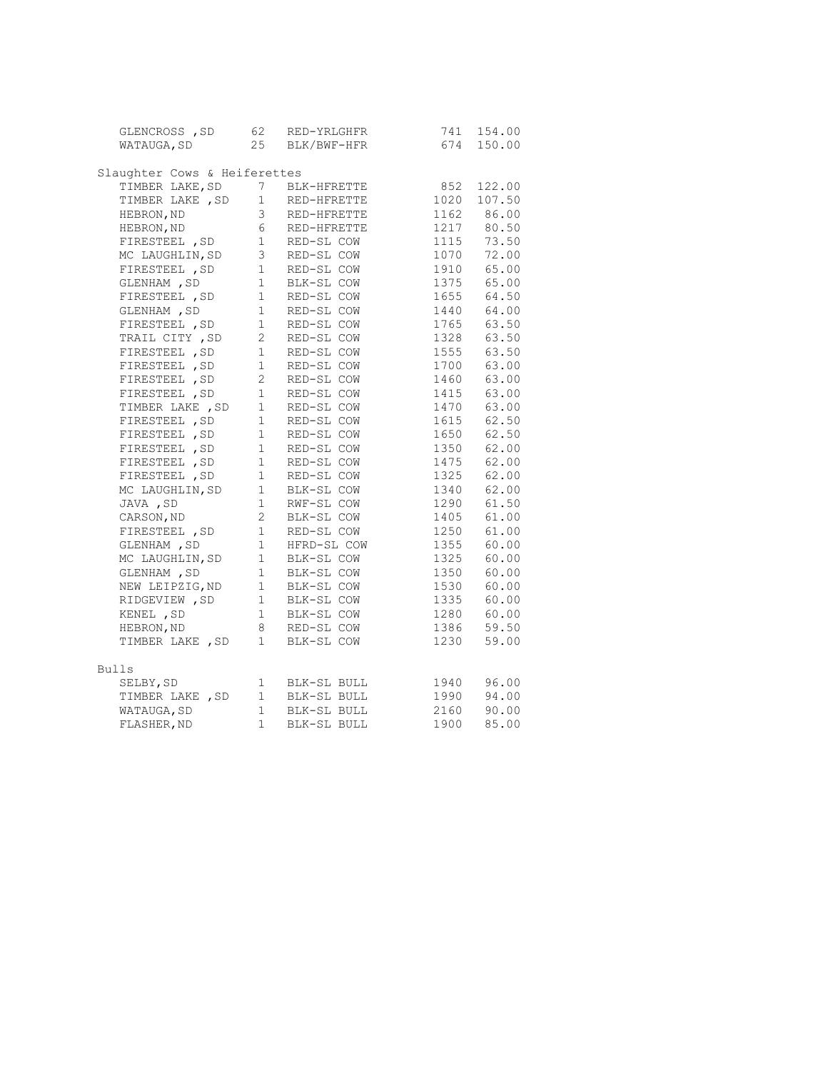| | | | | |
|---|---|---|---|---|
| GLENCROSS ,SD | 62 | RED-YRLGHFR | 741 | 154.00 |
| WATAUGA,SD | 25 | BLK/BWF-HFR | 674 | 150.00 |

Slaughter Cows & Heiferettes

| | | | | |
|---|---|---|---|---|
| TIMBER LAKE,SD | 7 | BLK-HFRETTE | 852 | 122.00 |
| TIMBER LAKE ,SD | 1 | RED-HFRETTE | 1020 | 107.50 |
| HEBRON,ND | 3 | RED-HFRETTE | 1162 | 86.00 |
| HEBRON,ND | 6 | RED-HFRETTE | 1217 | 80.50 |
| FIRESTEEL ,SD | 1 | RED-SL COW | 1115 | 73.50 |
| MC LAUGHLIN,SD | 3 | RED-SL COW | 1070 | 72.00 |
| FIRESTEEL ,SD | 1 | RED-SL COW | 1910 | 65.00 |
| GLENHAM ,SD | 1 | BLK-SL COW | 1375 | 65.00 |
| FIRESTEEL ,SD | 1 | RED-SL COW | 1655 | 64.50 |
| GLENHAM ,SD | 1 | RED-SL COW | 1440 | 64.00 |
| FIRESTEEL ,SD | 1 | RED-SL COW | 1765 | 63.50 |
| TRAIL CITY ,SD | 2 | RED-SL COW | 1328 | 63.50 |
| FIRESTEEL ,SD | 1 | RED-SL COW | 1555 | 63.50 |
| FIRESTEEL ,SD | 1 | RED-SL COW | 1700 | 63.00 |
| FIRESTEEL ,SD | 2 | RED-SL COW | 1460 | 63.00 |
| FIRESTEEL ,SD | 1 | RED-SL COW | 1415 | 63.00 |
| TIMBER LAKE ,SD | 1 | RED-SL COW | 1470 | 63.00 |
| FIRESTEEL ,SD | 1 | RED-SL COW | 1615 | 62.50 |
| FIRESTEEL ,SD | 1 | RED-SL COW | 1650 | 62.50 |
| FIRESTEEL ,SD | 1 | RED-SL COW | 1350 | 62.00 |
| FIRESTEEL ,SD | 1 | RED-SL COW | 1475 | 62.00 |
| FIRESTEEL ,SD | 1 | RED-SL COW | 1325 | 62.00 |
| MC LAUGHLIN,SD | 1 | BLK-SL COW | 1340 | 62.00 |
| JAVA ,SD | 1 | RWF-SL COW | 1290 | 61.50 |
| CARSON,ND | 2 | BLK-SL COW | 1405 | 61.00 |
| FIRESTEEL ,SD | 1 | RED-SL COW | 1250 | 61.00 |
| GLENHAM ,SD | 1 | HFRD-SL COW | 1355 | 60.00 |
| MC LAUGHLIN,SD | 1 | BLK-SL COW | 1325 | 60.00 |
| GLENHAM ,SD | 1 | BLK-SL COW | 1350 | 60.00 |
| NEW LEIPZIG,ND | 1 | BLK-SL COW | 1530 | 60.00 |
| RIDGEVIEW ,SD | 1 | BLK-SL COW | 1335 | 60.00 |
| KENEL ,SD | 1 | BLK-SL COW | 1280 | 60.00 |
| HEBRON,ND | 8 | RED-SL COW | 1386 | 59.50 |
| TIMBER LAKE ,SD | 1 | BLK-SL COW | 1230 | 59.00 |

Bulls

| | | | | |
|---|---|---|---|---|
| SELBY,SD | 1 | BLK-SL BULL | 1940 | 96.00 |
| TIMBER LAKE ,SD | 1 | BLK-SL BULL | 1990 | 94.00 |
| WATAUGA,SD | 1 | BLK-SL BULL | 2160 | 90.00 |
| FLASHER,ND | 1 | BLK-SL BULL | 1900 | 85.00 |